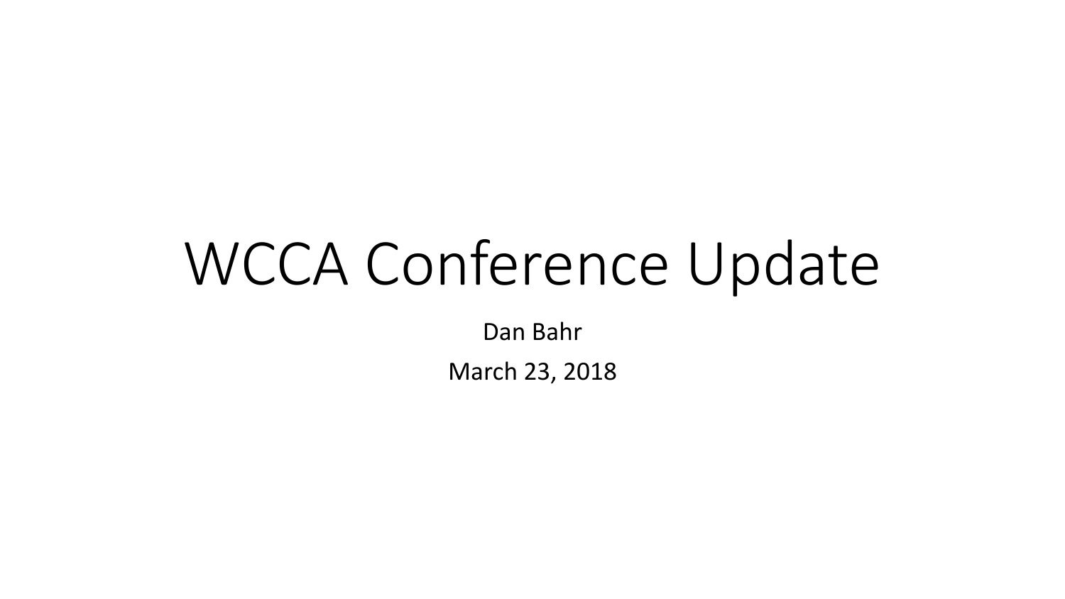# WCCA Conference Update

Dan Bahr

March 23, 2018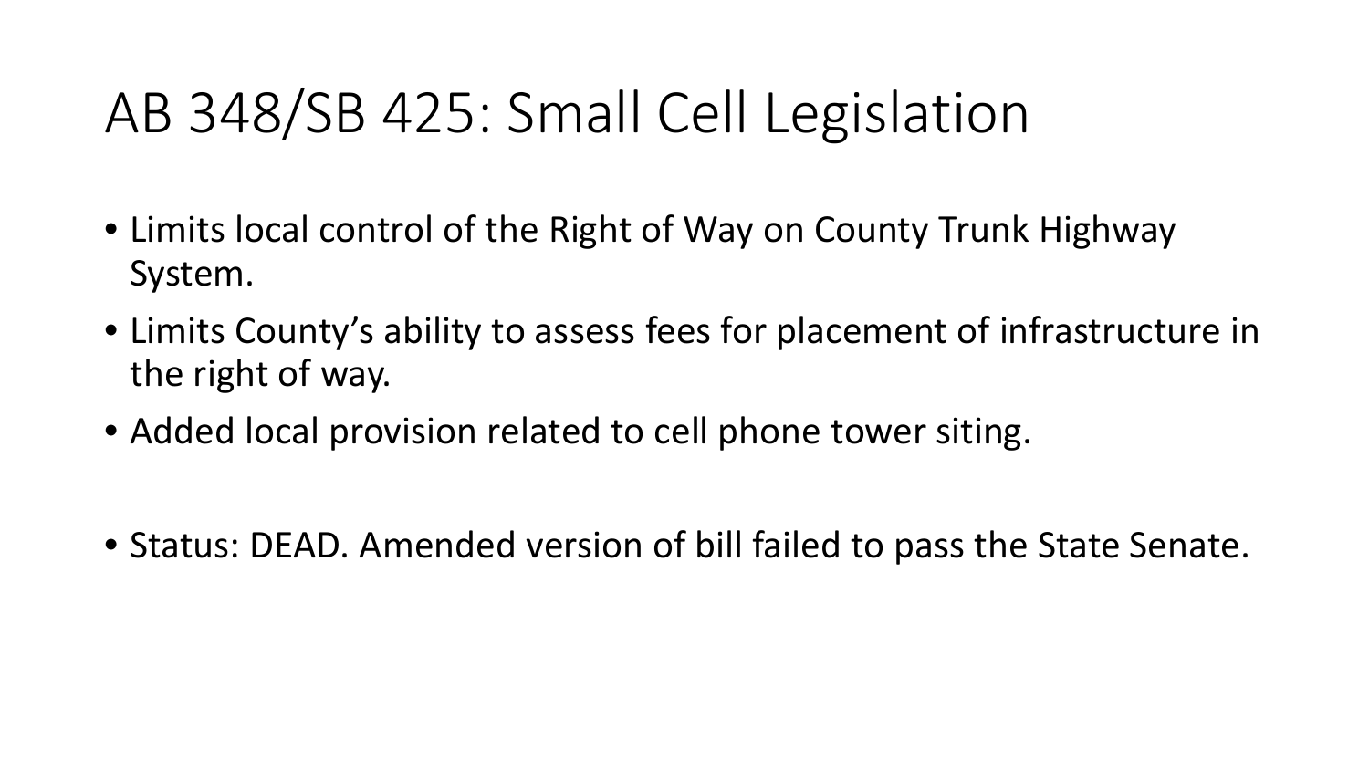# AB 348/SB 425: Small Cell Legislation

- Limits local control of the Right of Way on County Trunk Highway System.
- Limits County's ability to assess fees for placement of infrastructure in the right of way.
- Added local provision related to cell phone tower siting.

- Status: DEAD. Amended version of bill failed to pass the State Senate.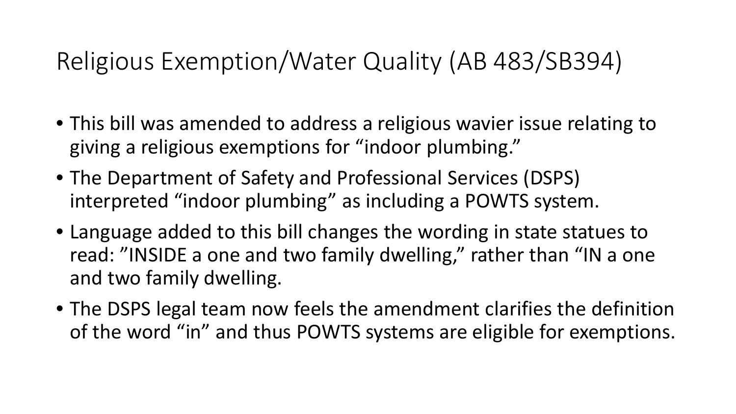# Religious Exemption/Water Quality (AB 483/SB394)

- This bill was amended to address a religious wavier issue relating to giving a religious exemptions for "indoor plumbing."
- The Department of Safety and Professional Services (DSPS) interpreted "indoor plumbing" as including a POWTS system.
- Language added to this bill changes the wording in state statues to read: "INSIDE a one and two family dwelling," rather than "IN a one and two family dwelling.
- The DSPS legal team now feels the amendment clarifies the definition of the word "in" and thus POWTS systems are eligible for exemptions.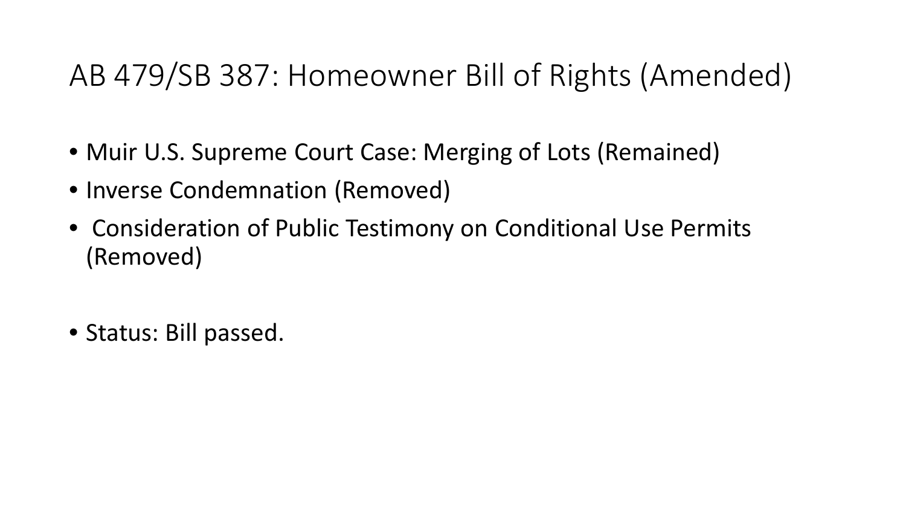# AB 479/SB 387: Homeowner Bill of Rights (Amended)

- Muir U.S. Supreme Court Case: Merging of Lots (Remained)
- Inverse Condemnation (Removed)
- Consideration of Public Testimony on Conditional Use Permits (Removed)

- Status: Bill passed.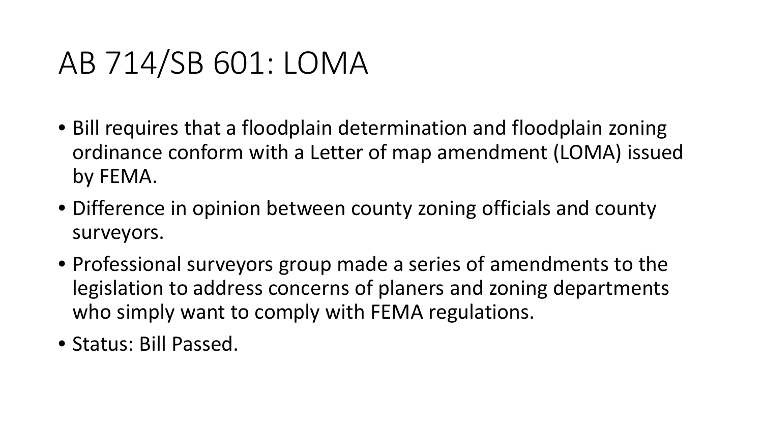# AB 714/SB 601: LOMA

- Bill requires that a floodplain determination and floodplain zoning ordinance conform with a Letter of map amendment (LOMA) issued by FEMA.
- Difference in opinion between county zoning officials and county surveyors.
- Professional surveyors group made a series of amendments to the legislation to address concerns of planers and zoning departments who simply want to comply with FEMA regulations.
- Status: Bill Passed.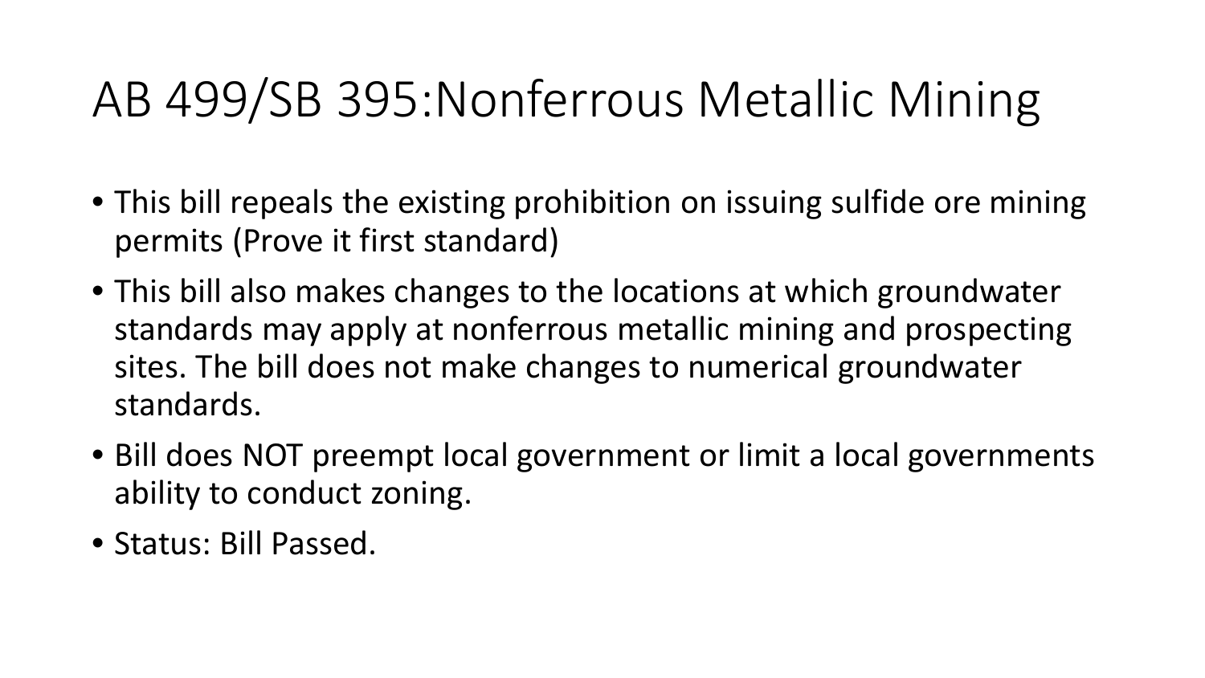# AB 499/SB 395:Nonferrous Metallic Mining

- This bill repeals the existing prohibition on issuing sulfide ore mining permits (Prove it first standard)
- This bill also makes changes to the locations at which groundwater standards may apply at nonferrous metallic mining and prospecting sites. The bill does not make changes to numerical groundwater standards.
- Bill does NOT preempt local government or limit a local governments ability to conduct zoning.
- Status: Bill Passed.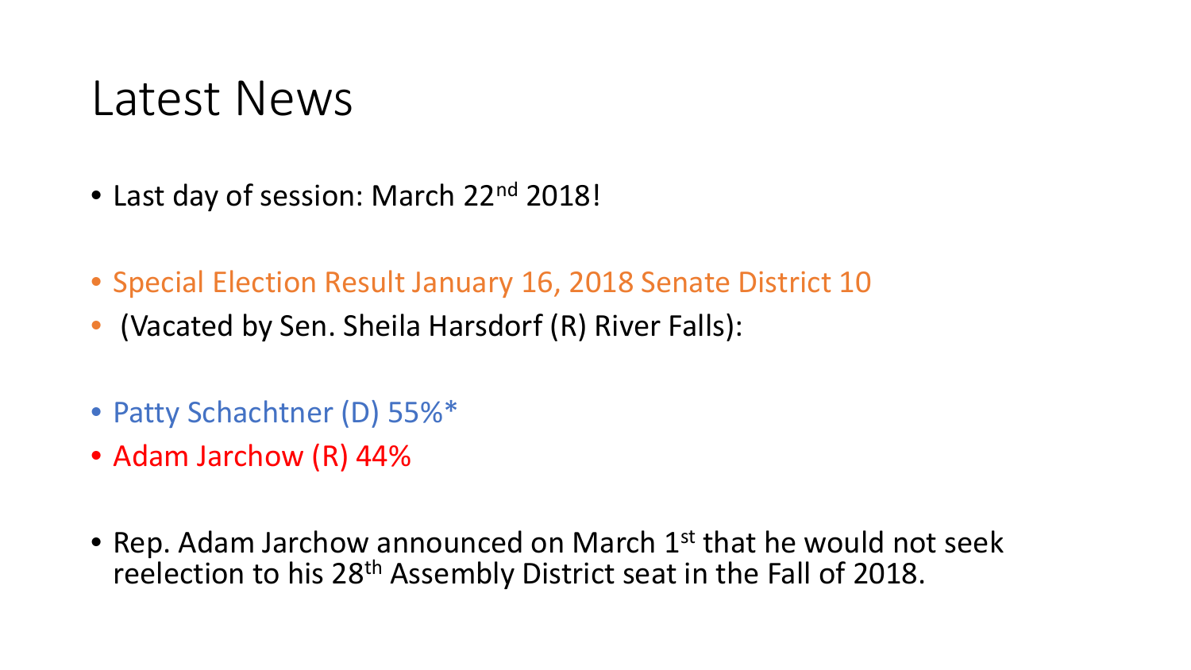# Latest News

- Last day of session: March 22nd 2018!

- Special Election Result January 16, 2018 Senate District 10
- (Vacated by Sen. Sheila Harsdorf (R) River Falls):

- Patty Schachtner (D) 55%*
- Adam Jarchow (R) 44%

- Rep. Adam Jarchow announced on March 1st that he would not seek reelection to his 28th Assembly District seat in the Fall of 2018.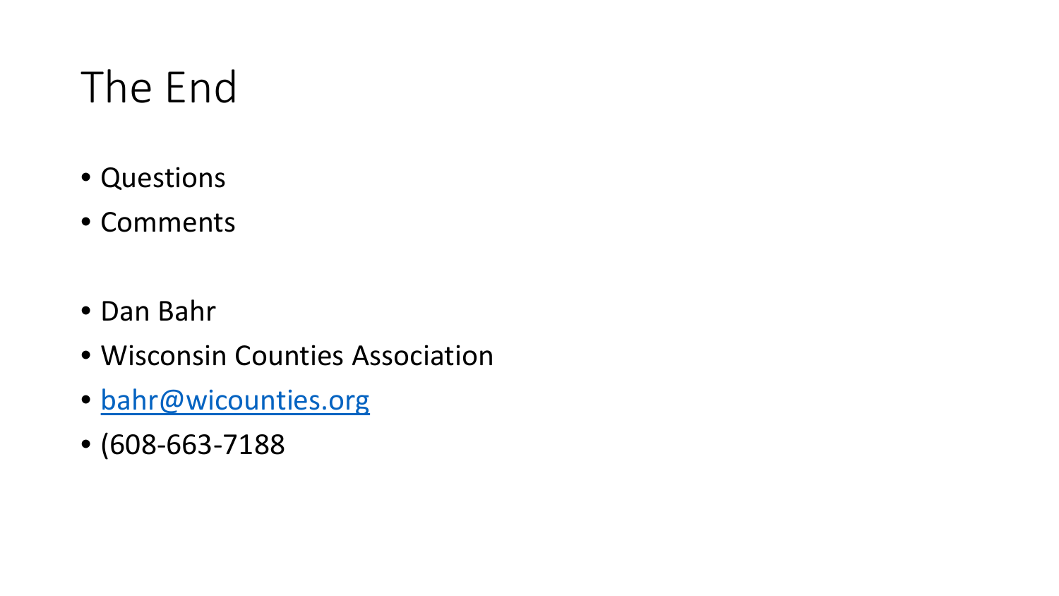# The End

- Questions
- Comments

- Dan Bahr
- Wisconsin Counties Association
- [bahr@wicounties.org](mailto:bahr@wicounties.org)
- (608-663-7188